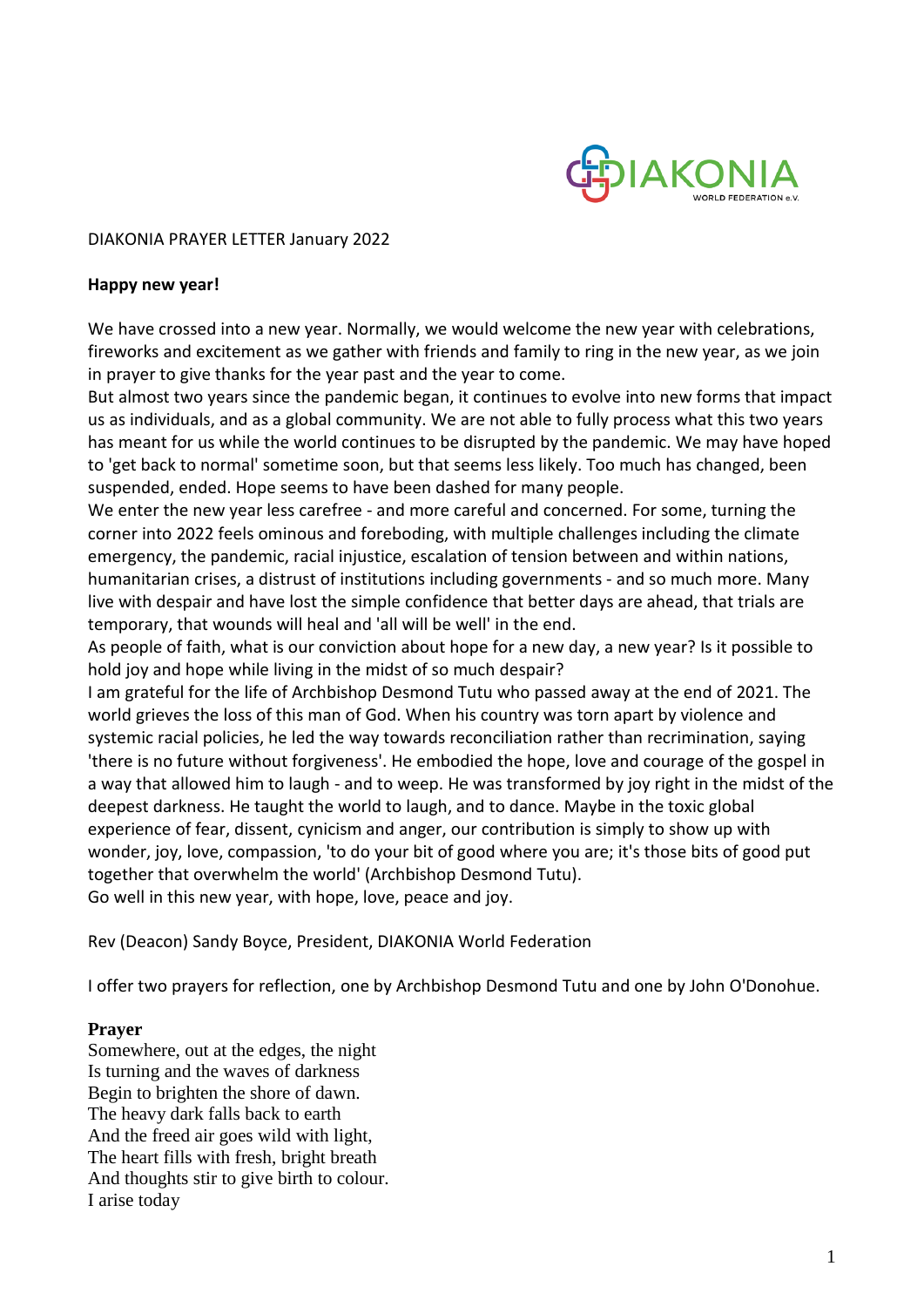DIAKONIA PRAYER LETTER January 2022

**Happy new year!**

We have crossed into a new year. Normally, we would welcome the new year with celebrations, fireworks and excitement as we gather with friends and family to ring in the new year, as we join in prayer to give thanks for the year past and the year to come.

But almost two years since the pandemic began, it continues to evolve into new forms that impact us as individuals, and as a global community. We are not able to fully process what this two years has meant for us while the world continues to be disrupted by the pandemic. We may have hoped to 'get back to normal' sometime soon, but that seems less likely. Too much has changed, been suspended, ended. Hope seems to have been dashed for many people.

We enter the new year less carefree - and more careful and concerned. For some, turning the corner into 2022 feels ominous and foreboding, with multiple challenges including the climate emergency, the pandemic, racial injustice, escalation of tension between and within nations, humanitarian crises, a distrust of institutions including governments - and so much more. Many live with despair and have lost the simple confidence that better days are ahead, that trials are temporary, that wounds will heal and 'all will be well' in the end.

As people of faith, what is our conviction about hope for a new day, a new year? Is it possible to hold joy and hope while living in the midst of so much despair?

I am grateful for the life of Archbishop Desmond Tutu who passed away at the end of 2021. The world grieves the loss of this man of God. When his country was torn apart by violence and systemic racial policies, he led the way towards reconciliation rather than recrimination, saying 'there is no future without forgiveness'. He embodied the hope, love and courage of the gospel in a way that allowed him to laugh - and to weep. He was transformed by joy right in the midst of the deepest darkness. He taught the world to laugh, and to dance. Maybe in the toxic global experience of fear, dissent, cynicism and anger, our contribution is simply to show up with wonder, joy, love, compassion, 'to do your bit of good where you are; it's those bits of good put together that overwhelm the world' (Archbishop Desmond Tutu).

Go well in this new year, with hope, love, peace and joy.

Rev (Deacon) Sandy Boyce, President, DIAKONIA World Federation

I offer two prayers for reflection, one by Archbishop Desmond Tutu and one by John O'Donohue.

**Prayer**

Somewhere, out at the edges, the night
Is turning and the waves of darkness
Begin to brighten the shore of dawn.
The heavy dark falls back to earth
And the freed air goes wild with light,
The heart fills with fresh, bright breath
And thoughts stir to give birth to colour.
I arise today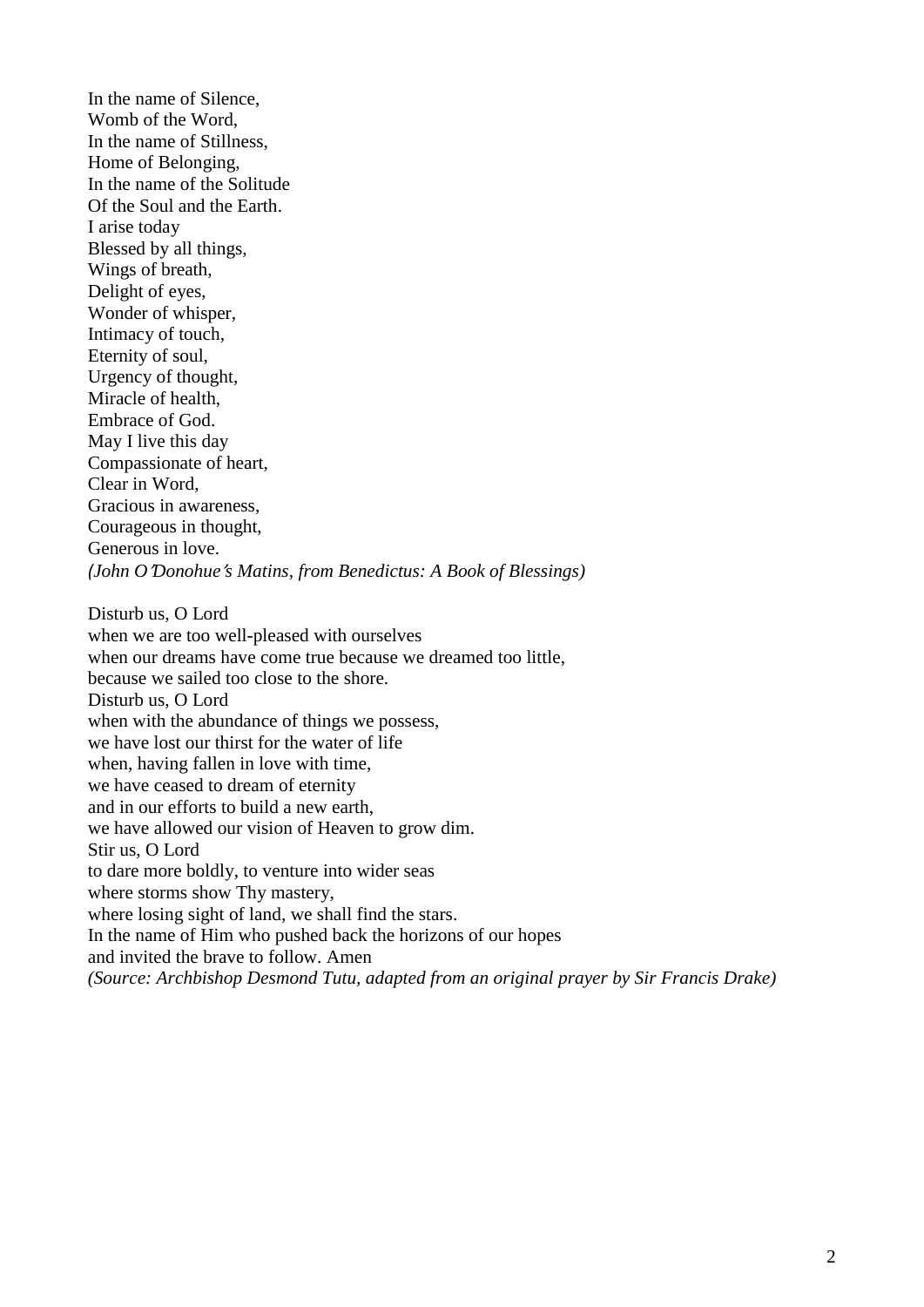In the name of Silence,  
Womb of the Word,  
In the name of Stillness,  
Home of Belonging,  
In the name of the Solitude  
Of the Soul and the Earth.  
I arise today  
Blessed by all things,  
Wings of breath,  
Delight of eyes,  
Wonder of whisper,  
Intimacy of touch,  
Eternity of soul,  
Urgency of thought,  
Miracle of health,  
Embrace of God.  
May I live this day  
Compassionate of heart,  
Clear in Word,  
Gracious in awareness,  
Courageous in thought,  
Generous in love.  
*(John O'Donohue's Matins, from Benedictus: A Book of Blessings)*

Disturb us, O Lord  
when we are too well-pleased with ourselves  
when our dreams have come true because we dreamed too little,  
because we sailed too close to the shore.  
Disturb us, O Lord  
when with the abundance of things we possess,  
we have lost our thirst for the water of life  
when, having fallen in love with time,  
we have ceased to dream of eternity  
and in our efforts to build a new earth,  
we have allowed our vision of Heaven to grow dim.  
Stir us, O Lord  
to dare more boldly, to venture into wider seas  
where storms show Thy mastery,  
where losing sight of land, we shall find the stars.  
In the name of Him who pushed back the horizons of our hopes  
and invited the brave to follow. Amen  
*(Source: Archbishop Desmond Tutu, adapted from an original prayer by Sir Francis Drake)*